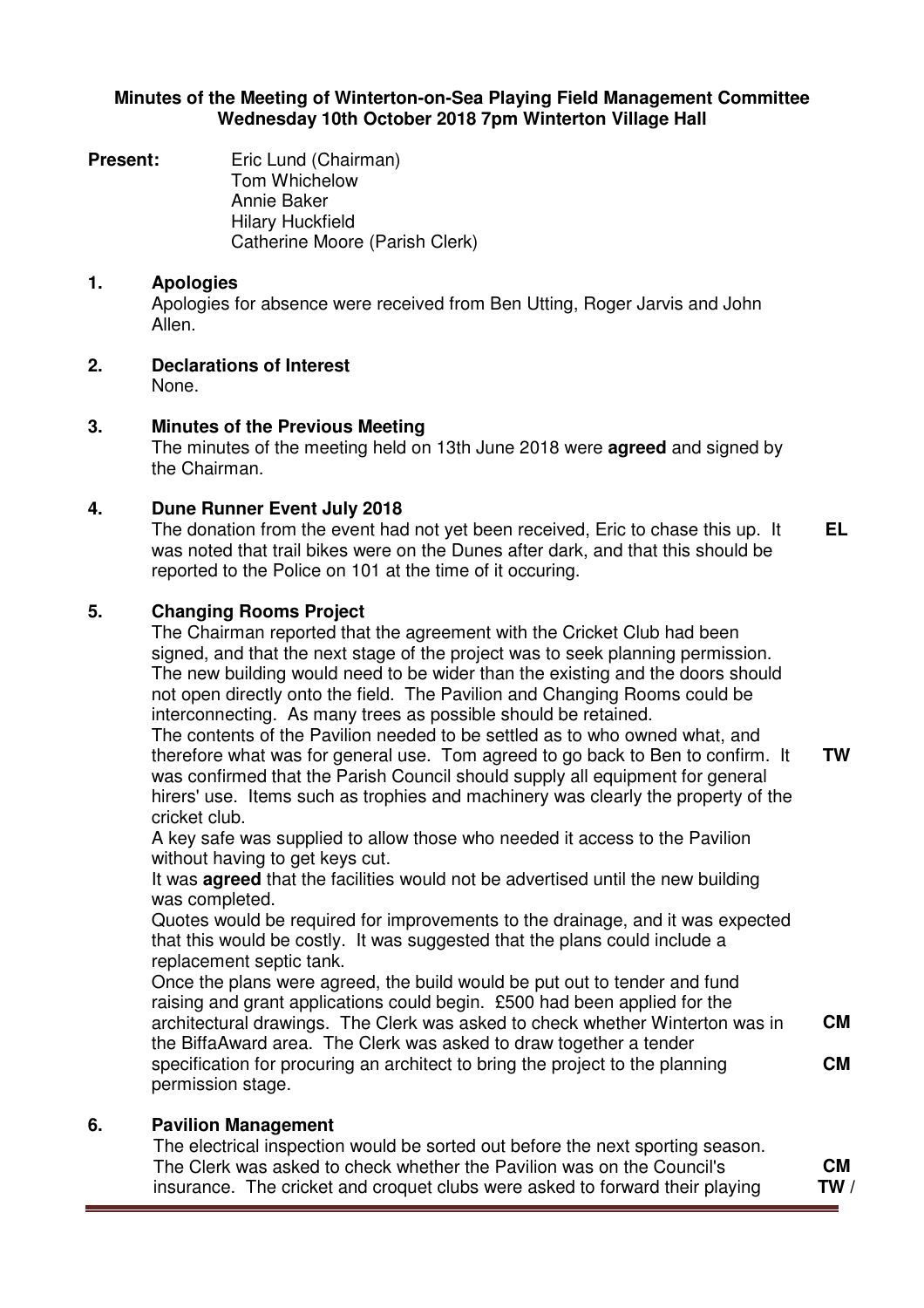**Minutes of the Meeting of Winterton-on-Sea Playing Field Management Committee**
**Wednesday 10th October 2018 7pm Winterton Village Hall**

**Present:** Eric Lund (Chairman)
Tom Whichelow
Annie Baker
Hilary Huckfield
Catherine Moore (Parish Clerk)

## 1. Apologies

Apologies for absence were received from Ben Utting, Roger Jarvis and John Allen.

## 2. Declarations of Interest

None.

## 3. Minutes of the Previous Meeting

The minutes of the meeting held on 13th June 2018 were **agreed** and signed by the Chairman.

## 4. Dune Runner Event July 2018

The donation from the event had not yet been received, Eric to chase this up. It was noted that trail bikes were on the Dunes after dark, and that this should be reported to the Police on 101 at the time of it occuring. **EL**

## 5. Changing Rooms Project

The Chairman reported that the agreement with the Cricket Club had been signed, and that the next stage of the project was to seek planning permission. The new building would need to be wider than the existing and the doors should not open directly onto the field. The Pavilion and Changing Rooms could be interconnecting. As many trees as possible should be retained.

The contents of the Pavilion needed to be settled as to who owned what, and therefore what was for general use. Tom agreed to go back to Ben to confirm. It was confirmed that the Parish Council should supply all equipment for general hirers' use. Items such as trophies and machinery was clearly the property of the cricket club. **TW**

A key safe was supplied to allow those who needed it access to the Pavilion without having to get keys cut.

It was **agreed** that the facilities would not be advertised until the new building was completed.

Quotes would be required for improvements to the drainage, and it was expected that this would be costly. It was suggested that the plans could include a replacement septic tank.

Once the plans were agreed, the build would be put out to tender and fund raising and grant applications could begin. £500 had been applied for the architectural drawings. The Clerk was asked to check whether Winterton was in the BiffaAward area. **CM** The Clerk was asked to draw together a tender specification for procuring an architect to bring the project to the planning permission stage. **CM**

## 6. Pavilion Management

The electrical inspection would be sorted out before the next sporting season. The Clerk was asked to check whether the Pavilion was on the Council's insurance. **CM** The cricket and croquet clubs were asked to forward their playing **TW /**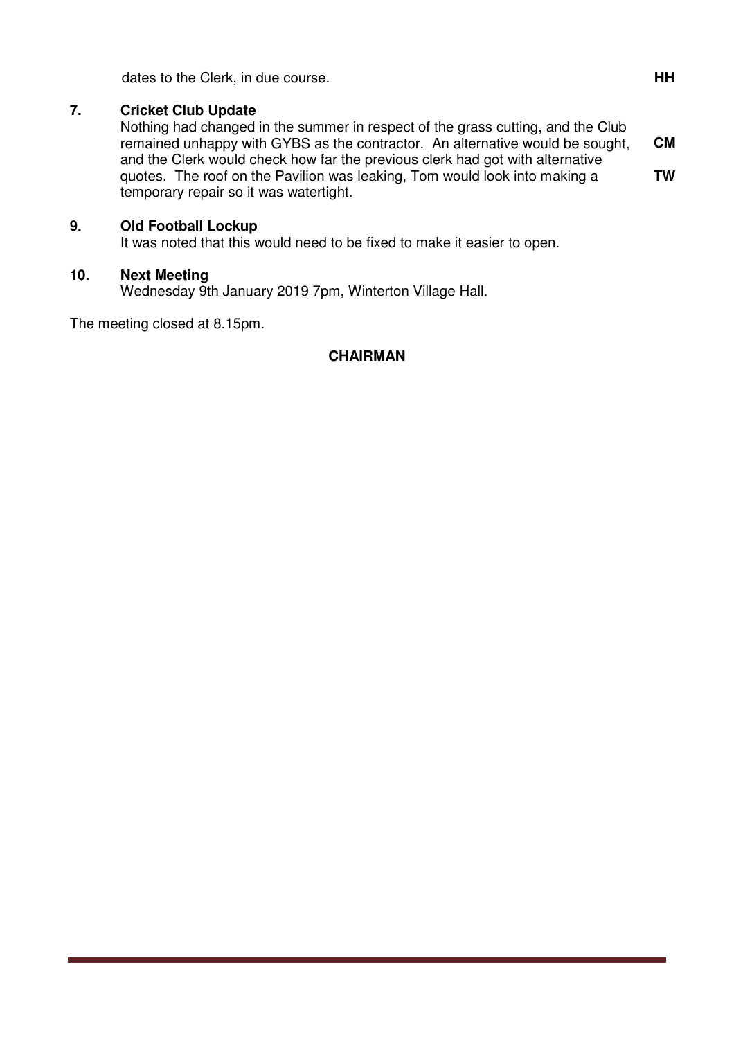dates to the Clerk, in due course. **HH**

**7. Cricket Club Update**

Nothing had changed in the summer in respect of the grass cutting, and the Club remained unhappy with GYBS as the contractor. An alternative would be sought, and the Clerk would check how far the previous clerk had got with alternative quotes. The roof on the Pavilion was leaking, Tom would look into making a temporary repair so it was watertight. **CM** **TW**

**9. Old Football Lockup**

It was noted that this would need to be fixed to make it easier to open.

**10. Next Meeting**

Wednesday 9th January 2019 7pm, Winterton Village Hall.

The meeting closed at 8.15pm.

**CHAIRMAN**